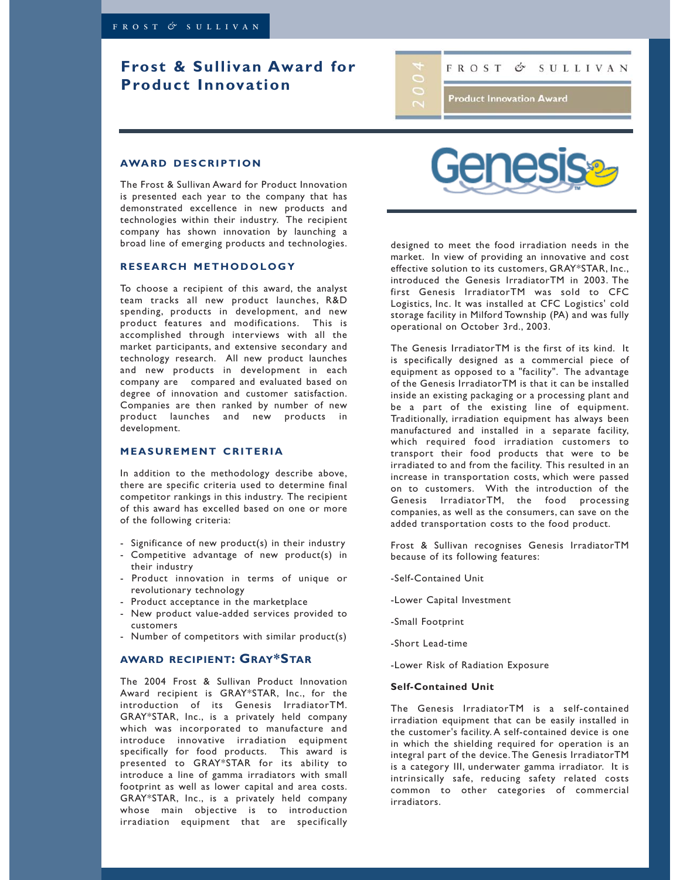# Frost & Sullivan Award for Product Innovation

2004 FROST & SULLIVAN Product Innovation Award

Genesis

## AWARD DESCRIPTION

The Frost & Sullivan Award for Product Innovation is presented each year to the company that has demonstrated excellence in new products and technologies within their industry. The recipient company has shown innovation by launching a broad line of emerging products and technologies.

## RESEARCH METHODOLOGY

To choose a recipient of this award, the analyst team tracks all new product launches, R&D spending, products in development, and new product features and modifications. This is accomplished through interviews with all the market participants, and extensive secondary and technology research. All new product launches and new products in development in each company are compared and evaluated based on degree of innovation and customer satisfaction. Companies are then ranked by number of new product launches and new products in development.

## MEASUREMENT CRITERIA

In addition to the methodology describe above, there are specific criteria used to determine final competitor rankings in this industry. The recipient of this award has excelled based on one or more of the following criteria:

- Significance of new product(s) in their industry
- Competitive advantage of new product(s) in their industry
- Product innovation in terms of unique or revolutionary technology
- Product acceptance in the marketplace
- New product value-added services provided to customers
- Number of competitors with similar product(s)

## AWARD RECIPIENT: GRAY*STAR

The 2004 Frost & Sullivan Product Innovation Award recipient is GRAY*STAR, Inc., for the introduction of its Genesis IrradiatorTM. GRAY*STAR, Inc., is a privately held company which was incorporated to manufacture and introduce innovative irradiation equipment specifically for food products. This award is presented to GRAY*STAR for its ability to introduce a line of gamma irradiators with small footprint as well as lower capital and area costs. GRAY*STAR, Inc., is a privately held company whose main objective is to introduction irradiation equipment that are specifically designed to meet the food irradiation needs in the market. In view of providing an innovative and cost effective solution to its customers, GRAY*STAR, Inc., introduced the Genesis IrradiatorTM in 2003. The first Genesis IrradiatorTM was sold to CFC Logistics, Inc. It was installed at CFC Logistics' cold storage facility in Milford Township (PA) and was fully operational on October 3rd., 2003.

The Genesis IrradiatorTM is the first of its kind. It is specifically designed as a commercial piece of equipment as opposed to a "facility". The advantage of the Genesis IrradiatorTM is that it can be installed inside an existing packaging or a processing plant and be a part of the existing line of equipment. Traditionally, irradiation equipment has always been manufactured and installed in a separate facility, which required food irradiation customers to transport their food products that were to be irradiated to and from the facility. This resulted in an increase in transportation costs, which were passed on to customers. With the introduction of the Genesis IrradiatorTM, the food processing companies, as well as the consumers, can save on the added transportation costs to the food product.

Frost & Sullivan recognises Genesis IrradiatorTM because of its following features:

-Self-Contained Unit

-Lower Capital Investment

-Small Footprint

-Short Lead-time

-Lower Risk of Radiation Exposure

### Self-Contained Unit

The Genesis IrradiatorTM is a self-contained irradiation equipment that can be easily installed in the customer's facility. A self-contained device is one in which the shielding required for operation is an integral part of the device. The Genesis IrradiatorTM is a category III, underwater gamma irradiator. It is intrinsically safe, reducing safety related costs common to other categories of commercial irradiators.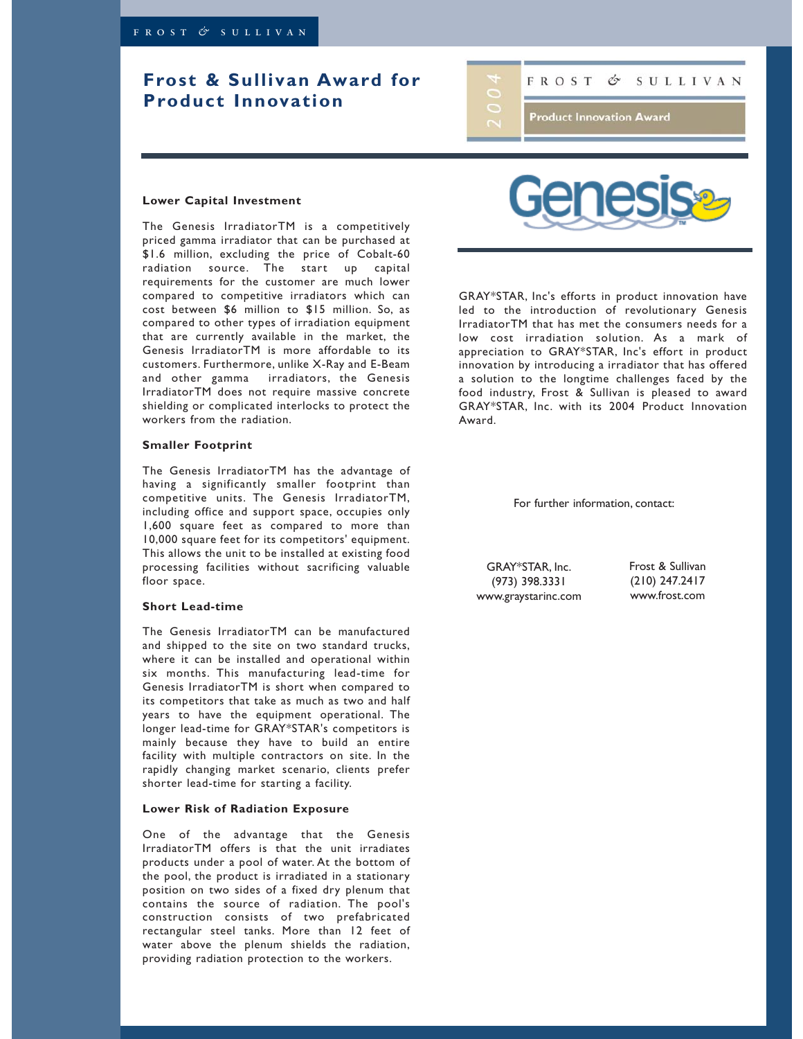# Frost & Sullivan Award for Product Innovation

2004 FROST & SULLIVAN Product Innovation Award

### Lower Capital Investment

The Genesis IrradiatorTM is a competitively priced gamma irradiator that can be purchased at $1.6 million, excluding the price of Cobalt-60 radiation source. The start up capital requirements for the customer are much lower compared to competitive irradiators which can cost between $6 million to $15 million. So, as compared to other types of irradiation equipment that are currently available in the market, the Genesis IrradiatorTM is more affordable to its customers. Furthermore, unlike X-Ray and E-Beam and other gamma irradiators, the Genesis IrradiatorTM does not require massive concrete shielding or complicated interlocks to protect the workers from the radiation.

### Smaller Footprint

The Genesis IrradiatorTM has the advantage of having a significantly smaller footprint than competitive units. The Genesis IrradiatorTM, including office and support space, occupies only 1,600 square feet as compared to more than 10,000 square feet for its competitors' equipment. This allows the unit to be installed at existing food processing facilities without sacrificing valuable floor space.

### Short Lead-time

The Genesis IrradiatorTM can be manufactured and shipped to the site on two standard trucks, where it can be installed and operational within six months. This manufacturing lead-time for Genesis IrradiatorTM is short when compared to its competitors that take as much as two and half years to have the equipment operational. The longer lead-time for GRAY*STAR's competitors is mainly because they have to build an entire facility with multiple contractors on site. In the rapidly changing market scenario, clients prefer shorter lead-time for starting a facility.

### Lower Risk of Radiation Exposure

One of the advantage that the Genesis IrradiatorTM offers is that the unit irradiates products under a pool of water. At the bottom of the pool, the product is irradiated in a stationary position on two sides of a fixed dry plenum that contains the source of radiation. The pool's construction consists of two prefabricated rectangular steel tanks. More than 12 feet of water above the plenum shields the radiation, providing radiation protection to the workers.

Genesis™

GRAY*STAR, Inc's efforts in product innovation have led to the introduction of revolutionary Genesis IrradiatorTM that has met the consumers needs for a low cost irradiation solution. As a mark of appreciation to GRAY*STAR, Inc's effort in product innovation by introducing a irradiator that has offered a solution to the longtime challenges faced by the food industry, Frost & Sullivan is pleased to award GRAY*STAR, Inc. with its 2004 Product Innovation Award.

For further information, contact:

GRAY*STAR, Inc.
(973) 398.3331
www.graystarinc.com

Frost & Sullivan
(210) 247.2417
www.frost.com